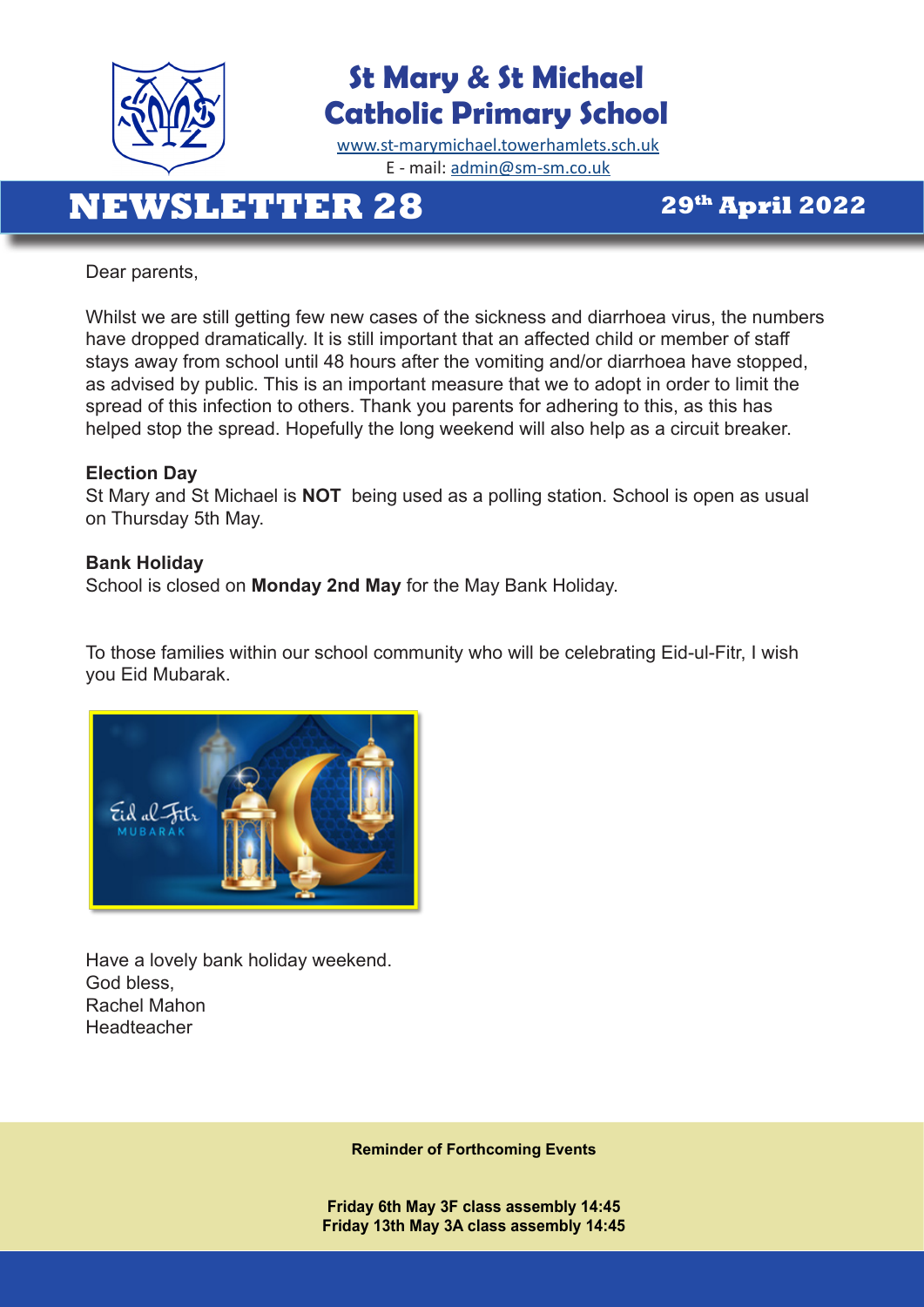# St Mary & St Michael Catholic Primary School

www.st-marymichael.towerhamlets.sch.uk
E - mail: admin@sm-sm.co.uk

## NEWSLETTER 28

**29th April 2022**

Dear parents,

Whilst we are still getting few new cases of the sickness and diarrhoea virus, the numbers have dropped dramatically. It is still important that an affected child or member of staff stays away from school until 48 hours after the vomiting and/or diarrhoea have stopped, as advised by public. This is an important measure that we to adopt in order to limit the spread of this infection to others. Thank you parents for adhering to this, as this has helped stop the spread. Hopefully the long weekend will also help as a circuit breaker.

**Election Day**
St Mary and St Michael is **NOT** being used as a polling station. School is open as usual on Thursday 5th May.

**Bank Holiday**
School is closed on **Monday 2nd May** for the May Bank Holiday.

To those families within our school community who will be celebrating Eid-ul-Fitr, I wish you Eid Mubarak.

Have a lovely bank holiday weekend.
God bless,
Rachel Mahon
Headteacher

**Reminder of Forthcoming Events**

**Friday 6th May 3F class assembly 14:45**
**Friday 13th May 3A class assembly 14:45**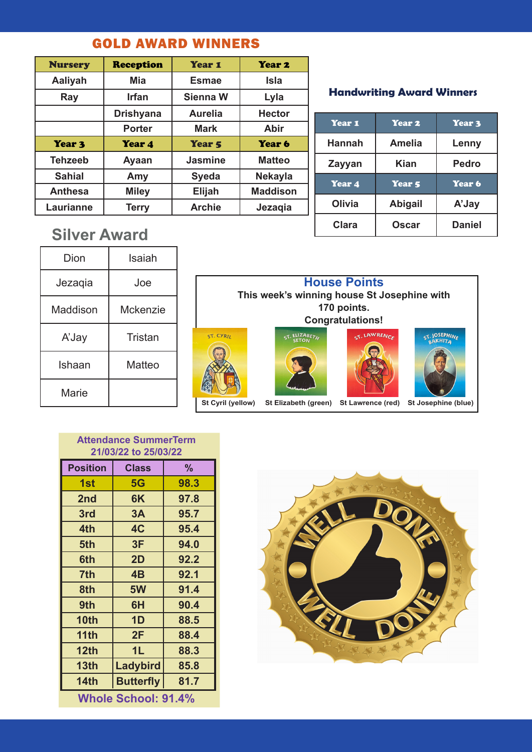## GOLD AWARD WINNERS

| Nursery | Reception | Year 1 | Year 2 |
|---|---|---|---|
| Aaliyah | Mia | Esmae | Isla |
| Ray | Irfan | Sienna W | Lyla |
| | Drishyana | Aurelia | Hector |
| | Porter | Mark | Abir |
| **Year 3** | **Year 4** | **Year 5** | **Year 6** |
| Tehzeeb | Ayaan | Jasmine | Matteo |
| Sahial | Amy | Syeda | Nekayla |
| Anthesa | Miley | Elijah | Maddison |
| Laurianne | Terry | Archie | Jezaqia |

## Handwriting Award Winners

| Year 1 | Year 2 | Year 3 |
|---|---|---|
| Hannah | Amelia | Lenny |
| Zayyan | Kian | Pedro |
| **Year 4** | **Year 5** | **Year 6** |
| Olivia | Abigail | A'Jay |
| Clara | Oscar | Daniel |

## Silver Award

| | |
|---|---|
| Dion | Isaiah |
| Jezaqia | Joe |
| Maddison | Mckenzie |
| A'Jay | Tristan |
| Ishaan | Matteo |
| Marie | |

## House Points

**This week's winning house St Josephine with 170 points.**
**Congratulations!**

St Cyril (yellow) St Elizabeth (green) St Lawrence (red) St Josephine (blue)

**Attendance SummerTerm**
**21/03/22 to 25/03/22**

| Position | Class | % |
|---|---|---|
| 1st | 5G | 98.3 |
| 2nd | 6K | 97.8 |
| 3rd | 3A | 95.7 |
| 4th | 4C | 95.4 |
| 5th | 3F | 94.0 |
| 6th | 2D | 92.2 |
| 7th | 4B | 92.1 |
| 8th | 5W | 91.4 |
| 9th | 6H | 90.4 |
| 10th | 1D | 88.5 |
| 11th | 2F | 88.4 |
| 12th | 1L | 88.3 |
| 13th | Ladybird | 85.8 |
| 14th | Butterfly | 81.7 |

**Whole School: 91.4%**